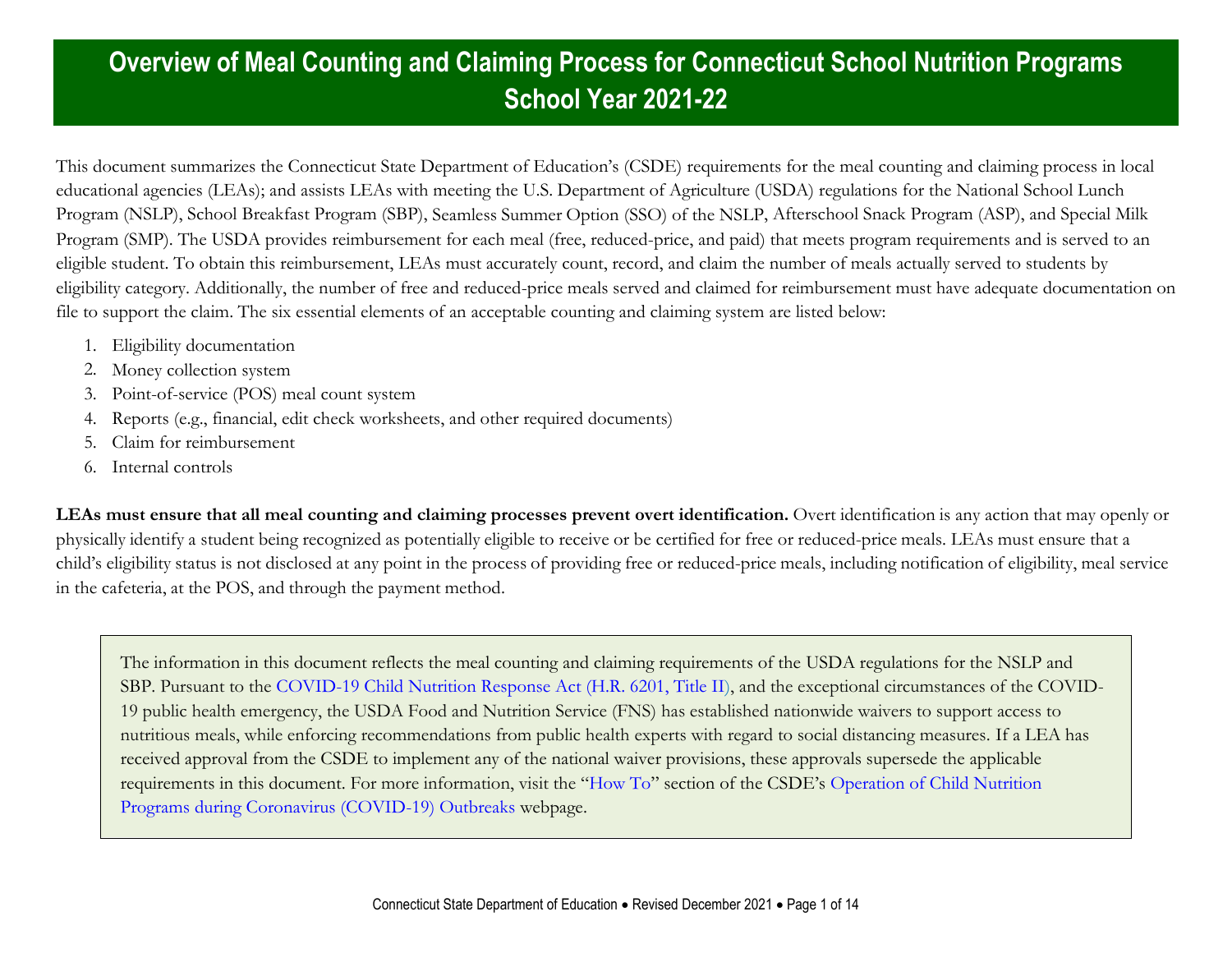# Overview of Meal Counting and Claiming Process for Connecticut School Nutrition Programs School Year 2021-22

This document summarizes the Connecticut State Department of Education's (CSDE) requirements for the meal counting and claiming process in local educational agencies (LEAs); and assists LEAs with meeting the U.S. Department of Agriculture (USDA) regulations for the National School Lunch Program (NSLP), School Breakfast Program (SBP), Seamless Summer Option (SSO) of the NSLP, Afterschool Snack Program (ASP), and Special Milk Program (SMP). The USDA provides reimbursement for each meal (free, reduced-price, and paid) that meets program requirements and is served to an eligible student. To obtain this reimbursement, LEAs must accurately count, record, and claim the number of meals actually served to students by eligibility category. Additionally, the number of free and reduced-price meals served and claimed for reimbursement must have adequate documentation on file to support the claim. The six essential elements of an acceptable counting and claiming system are listed below:

1. Eligibility documentation
2. Money collection system
3. Point-of-service (POS) meal count system
4. Reports (e.g., financial, edit check worksheets, and other required documents)
5. Claim for reimbursement
6. Internal controls

**LEAs must ensure that all meal counting and claiming processes prevent overt identification.** Overt identification is any action that may openly or physically identify a student being recognized as potentially eligible to receive or be certified for free or reduced-price meals. LEAs must ensure that a child's eligibility status is not disclosed at any point in the process of providing free or reduced-price meals, including notification of eligibility, meal service in the cafeteria, at the POS, and through the payment method.

> The information in this document reflects the meal counting and claiming requirements of the USDA regulations for the NSLP and SBP. Pursuant to the COVID-19 Child Nutrition Response Act (H.R. 6201, Title II), and the exceptional circumstances of the COVID-19 public health emergency, the USDA Food and Nutrition Service (FNS) has established nationwide waivers to support access to nutritious meals, while enforcing recommendations from public health experts with regard to social distancing measures. If a LEA has received approval from the CSDE to implement any of the national waiver provisions, these approvals supersede the applicable requirements in this document. For more information, visit the "How To" section of the CSDE's Operation of Child Nutrition Programs during Coronavirus (COVID-19) Outbreaks webpage.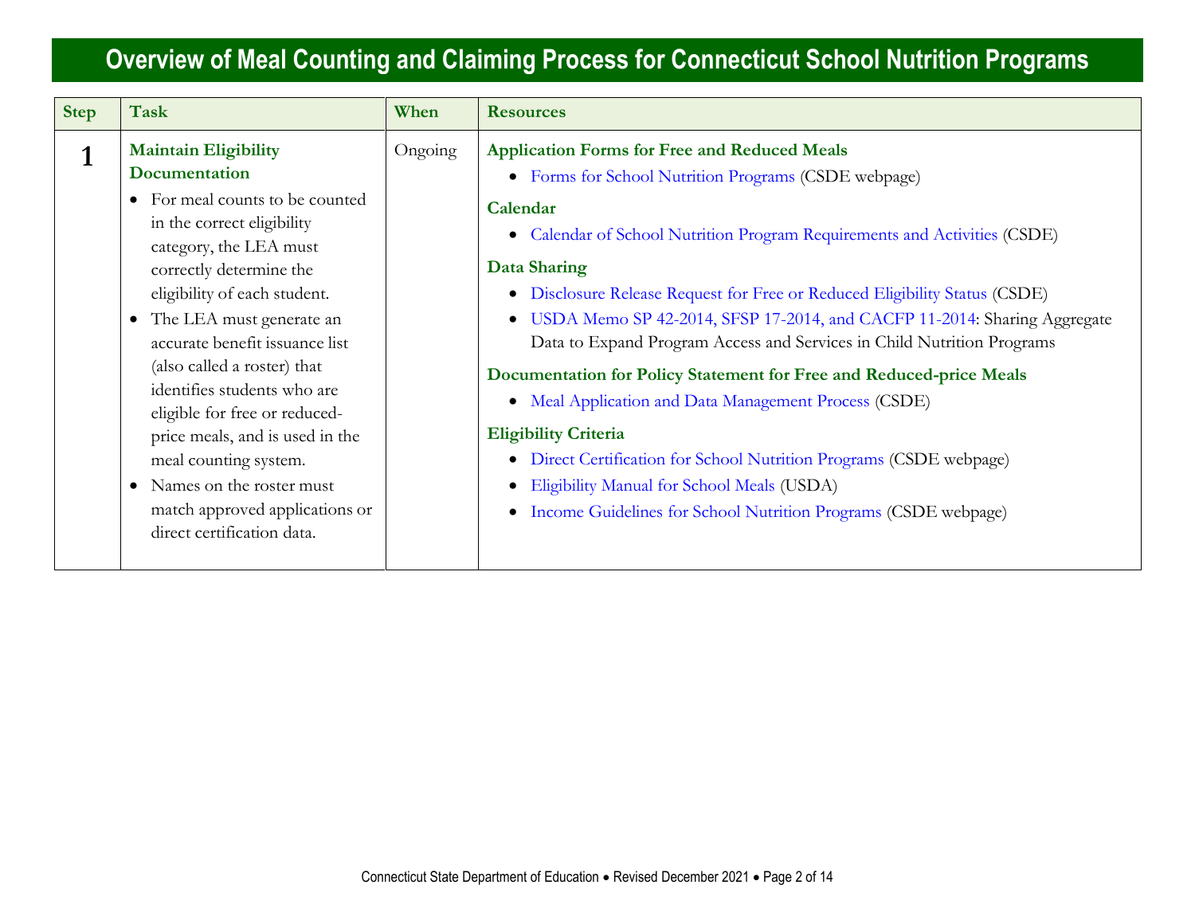# Overview of Meal Counting and Claiming Process for Connecticut School Nutrition Programs

| Step | Task | When | Resources |
|---|---|---|---|
| **1** | **Maintain Eligibility Documentation**<br>• For meal counts to be counted in the correct eligibility category, the LEA must correctly determine the eligibility of each student.<br>• The LEA must generate an accurate benefit issuance list (also called a roster) that identifies students who are eligible for free or reduced-price meals, and is used in the meal counting system.<br>• Names on the roster must match approved applications or direct certification data. | Ongoing | **Application Forms for Free and Reduced Meals**<br>• Forms for School Nutrition Programs (CSDE webpage)<br>**Calendar**<br>• Calendar of School Nutrition Program Requirements and Activities (CSDE)<br>**Data Sharing**<br>• Disclosure Release Request for Free or Reduced Eligibility Status (CSDE)<br>• USDA Memo SP 42-2014, SFSP 17-2014, and CACFP 11-2014: Sharing Aggregate Data to Expand Program Access and Services in Child Nutrition Programs<br>**Documentation for Policy Statement for Free and Reduced-price Meals**<br>• Meal Application and Data Management Process (CSDE)<br>**Eligibility Criteria**<br>• Direct Certification for School Nutrition Programs (CSDE webpage)<br>• Eligibility Manual for School Meals (USDA)<br>• Income Guidelines for School Nutrition Programs (CSDE webpage) |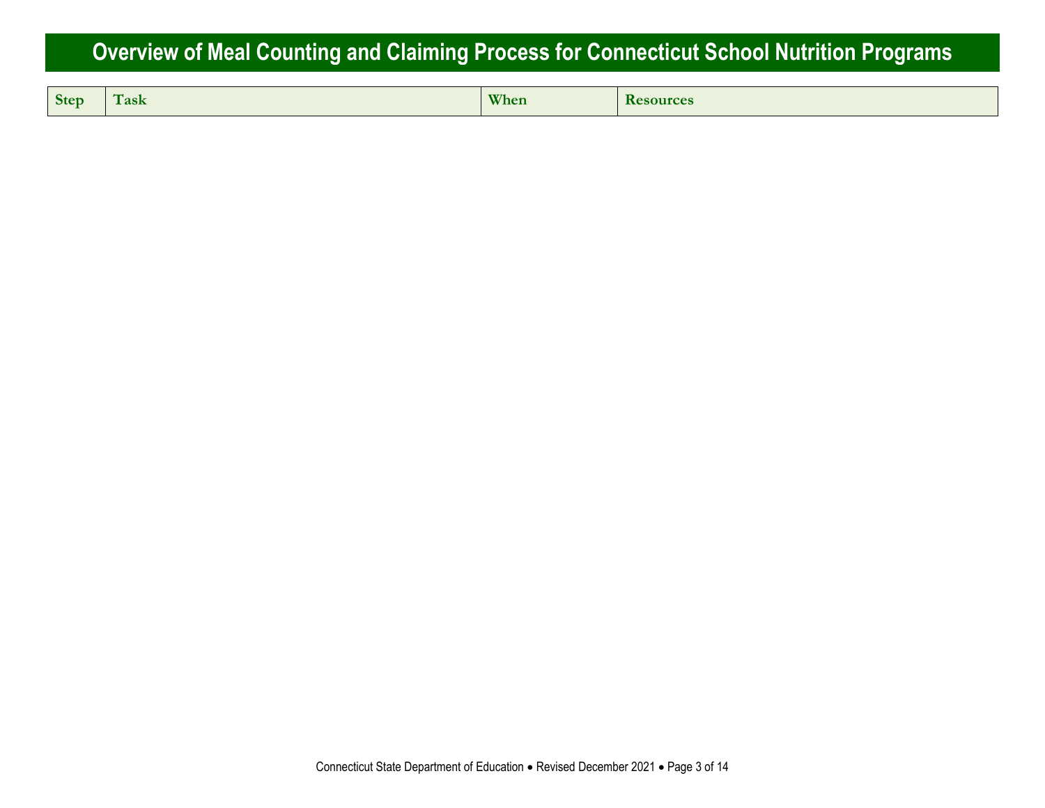# Overview of Meal Counting and Claiming Process for Connecticut School Nutrition Programs

| Step | Task | When | Resources |
|---|---|---|---|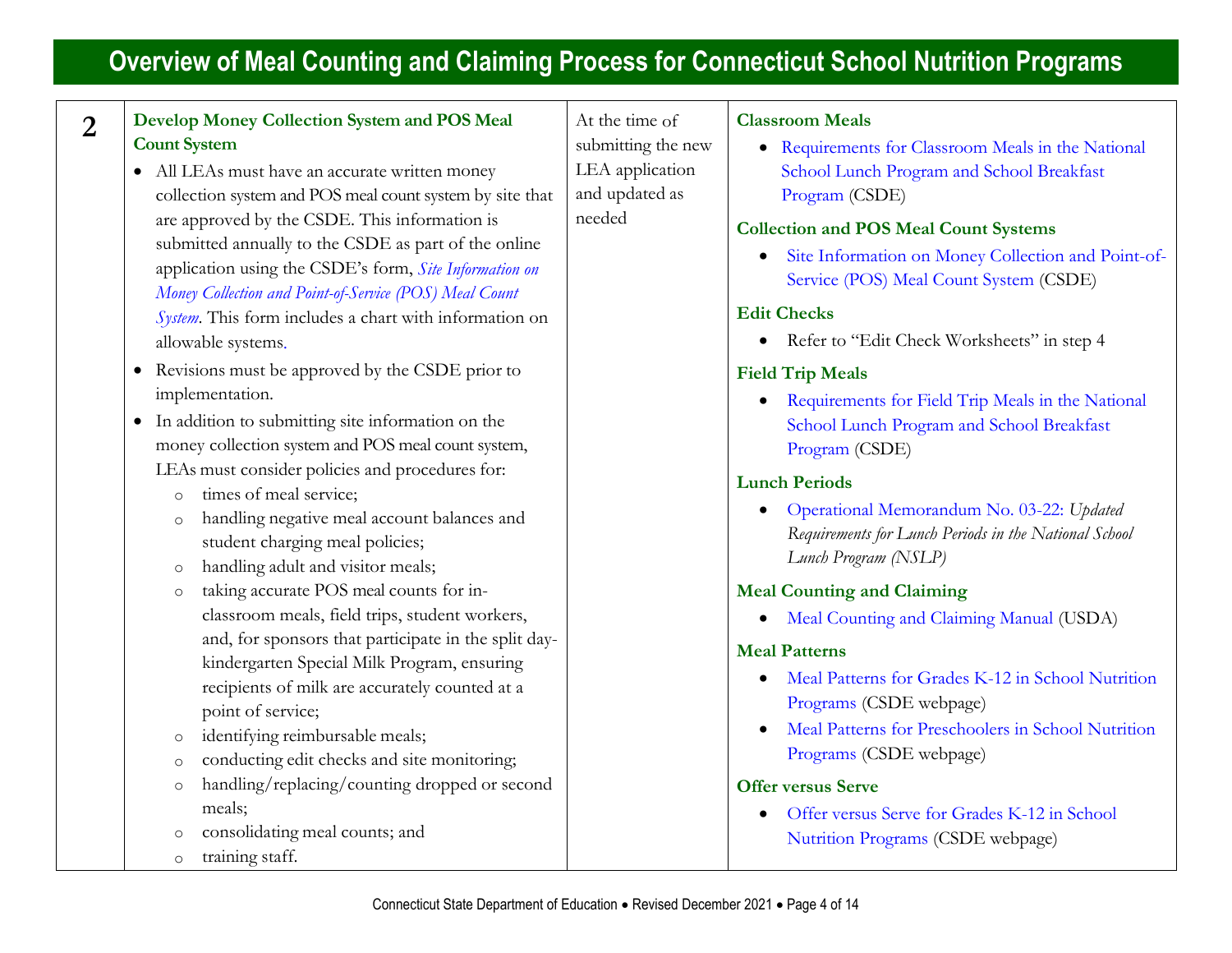# Overview of Meal Counting and Claiming Process for Connecticut School Nutrition Programs

| | | | |
|---|---|---|---|
| **2** | **Develop Money Collection System and POS Meal Count System**<br>• All LEAs must have an accurate written money collection system and POS meal count system by site that are approved by the CSDE. This information is submitted annually to the CSDE as part of the online application using the CSDE's form, *Site Information on Money Collection and Point-of-Service (POS) Meal Count System*. This form includes a chart with information on allowable systems.<br>• Revisions must be approved by the CSDE prior to implementation.<br>• In addition to submitting site information on the money collection system and POS meal count system, LEAs must consider policies and procedures for:<br>  ○ times of meal service;<br>  ○ handling negative meal account balances and student charging meal policies;<br>  ○ handling adult and visitor meals;<br>  ○ taking accurate POS meal counts for in-classroom meals, field trips, student workers, and, for sponsors that participate in the split day-kindergarten Special Milk Program, ensuring recipients of milk are accurately counted at a point of service;<br>  ○ identifying reimbursable meals;<br>  ○ conducting edit checks and site monitoring;<br>  ○ handling/replacing/counting dropped or second meals;<br>  ○ consolidating meal counts; and<br>  ○ training staff. | At the time of submitting the new LEA application and updated as needed | **Classroom Meals**<br>• Requirements for Classroom Meals in the National School Lunch Program and School Breakfast Program (CSDE)<br>**Collection and POS Meal Count Systems**<br>• Site Information on Money Collection and Point-of-Service (POS) Meal Count System (CSDE)<br>**Edit Checks**<br>• Refer to "Edit Check Worksheets" in step 4<br>**Field Trip Meals**<br>• Requirements for Field Trip Meals in the National School Lunch Program and School Breakfast Program (CSDE)<br>**Lunch Periods**<br>• Operational Memorandum No. 03-22: *Updated Requirements for Lunch Periods in the National School Lunch Program (NSLP)*<br>**Meal Counting and Claiming**<br>• Meal Counting and Claiming Manual (USDA)<br>**Meal Patterns**<br>• Meal Patterns for Grades K-12 in School Nutrition Programs (CSDE webpage)<br>• Meal Patterns for Preschoolers in School Nutrition Programs (CSDE webpage)<br>**Offer versus Serve**<br>• Offer versus Serve for Grades K-12 in School Nutrition Programs (CSDE webpage) |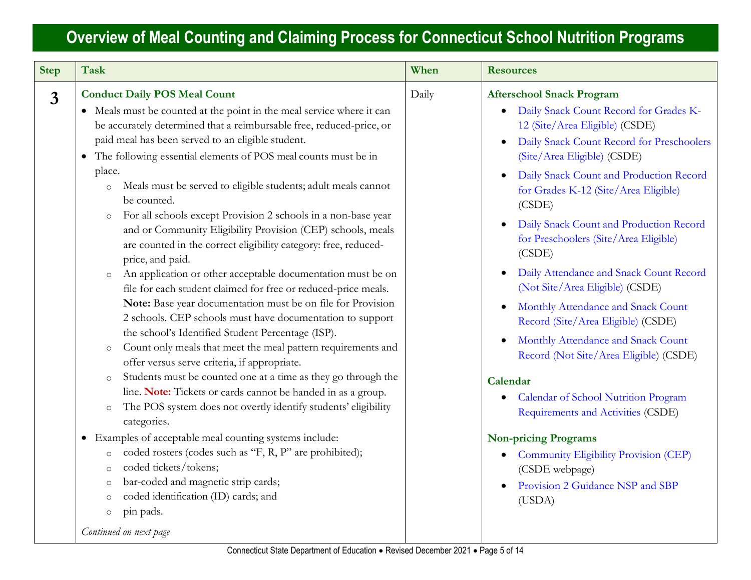# Overview of Meal Counting and Claiming Process for Connecticut School Nutrition Programs

| Step | Task | When | Resources |
|---|---|---|---|
| **3** | **Conduct Daily POS Meal Count**<br>• Meals must be counted at the point in the meal service where it can be accurately determined that a reimbursable free, reduced-price, or paid meal has been served to an eligible student.<br>• The following essential elements of POS meal counts must be in place.<br>  o Meals must be served to eligible students; adult meals cannot be counted.<br>  o For all schools except Provision 2 schools in a non-base year and or Community Eligibility Provision (CEP) schools, meals are counted in the correct eligibility category: free, reduced-price, and paid.<br>  o An application or other acceptable documentation must be on file for each student claimed for free or reduced-price meals. **Note:** Base year documentation must be on file for Provision 2 schools. CEP schools must have documentation to support the school's Identified Student Percentage (ISP).<br>  o Count only meals that meet the meal pattern requirements and offer versus serve criteria, if appropriate.<br>  o Students must be counted one at a time as they go through the line. **Note:** Tickets or cards cannot be handed in as a group.<br>  o The POS system does not overtly identify students' eligibility categories.<br>• Examples of acceptable meal counting systems include:<br>  o coded rosters (codes such as "F, R, P" are prohibited);<br>  o coded tickets/tokens;<br>  o bar-coded and magnetic strip cards;<br>  o coded identification (ID) cards; and<br>  o pin pads.<br><br>*Continued on next page* | Daily | **Afterschool Snack Program**<br>• Daily Snack Count Record for Grades K-12 (Site/Area Eligible) (CSDE)<br>• Daily Snack Count Record for Preschoolers (Site/Area Eligible) (CSDE)<br>• Daily Snack Count and Production Record for Grades K-12 (Site/Area Eligible) (CSDE)<br>• Daily Snack Count and Production Record for Preschoolers (Site/Area Eligible) (CSDE)<br>• Daily Attendance and Snack Count Record (Not Site/Area Eligible) (CSDE)<br>• Monthly Attendance and Snack Count Record (Site/Area Eligible) (CSDE)<br>• Monthly Attendance and Snack Count Record (Not Site/Area Eligible) (CSDE)<br><br>**Calendar**<br>• Calendar of School Nutrition Program Requirements and Activities (CSDE)<br><br>**Non-pricing Programs**<br>• Community Eligibility Provision (CEP) (CSDE webpage)<br>• Provision 2 Guidance NSP and SBP (USDA) |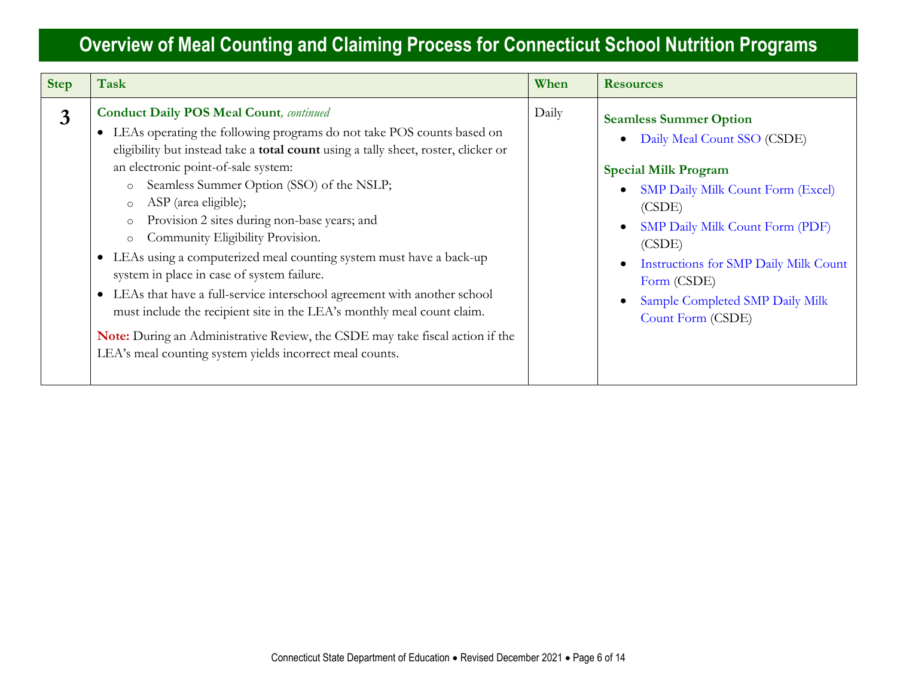# Overview of Meal Counting and Claiming Process for Connecticut School Nutrition Programs

| Step | Task | When | Resources |
|---|---|---|---|
| **3** | **Conduct Daily POS Meal Count**, *continued*<br>• LEAs operating the following programs do not take POS counts based on eligibility but instead take a **total count** using a tally sheet, roster, clicker or an electronic point-of-sale system:<br>&nbsp;&nbsp;&nbsp;&nbsp;o Seamless Summer Option (SSO) of the NSLP;<br>&nbsp;&nbsp;&nbsp;&nbsp;o ASP (area eligible);<br>&nbsp;&nbsp;&nbsp;&nbsp;o Provision 2 sites during non-base years; and<br>&nbsp;&nbsp;&nbsp;&nbsp;o Community Eligibility Provision.<br>• LEAs using a computerized meal counting system must have a back-up system in place in case of system failure.<br>• LEAs that have a full-service interschool agreement with another school must include the recipient site in the LEA's monthly meal count claim.<br><br>**Note:** During an Administrative Review, the CSDE may take fiscal action if the LEA's meal counting system yields incorrect meal counts. | Daily | **Seamless Summer Option**<br>• Daily Meal Count SSO (CSDE)<br><br>**Special Milk Program**<br>• SMP Daily Milk Count Form (Excel) (CSDE)<br>• SMP Daily Milk Count Form (PDF) (CSDE)<br>• Instructions for SMP Daily Milk Count Form (CSDE)<br>• Sample Completed SMP Daily Milk Count Form (CSDE) |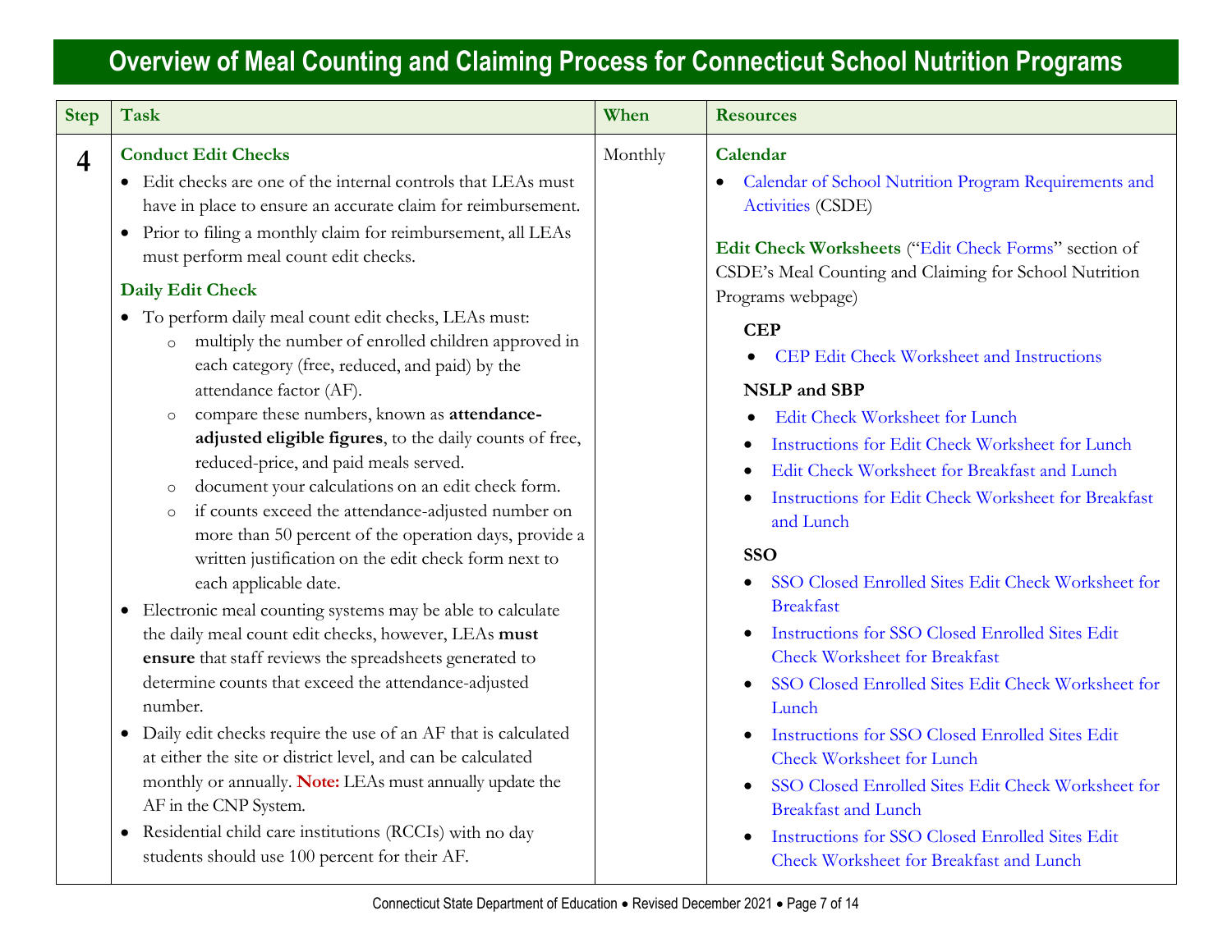# Overview of Meal Counting and Claiming Process for Connecticut School Nutrition Programs

| Step | Task | When | Resources |
|---|---|---|---|
| 4 | **Conduct Edit Checks**<br>• Edit checks are one of the internal controls that LEAs must have in place to ensure an accurate claim for reimbursement.<br>• Prior to filing a monthly claim for reimbursement, all LEAs must perform meal count edit checks.<br><br>**Daily Edit Check**<br>• To perform daily meal count edit checks, LEAs must:<br>  o multiply the number of enrolled children approved in each category (free, reduced, and paid) by the attendance factor (AF).<br>  o compare these numbers, known as **attendance-adjusted eligible figures**, to the daily counts of free, reduced-price, and paid meals served.<br>  o document your calculations on an edit check form.<br>  o if counts exceed the attendance-adjusted number on more than 50 percent of the operation days, provide a written justification on the edit check form next to each applicable date.<br>• Electronic meal counting systems may be able to calculate the daily meal count edit checks, however, LEAs **must ensure** that staff reviews the spreadsheets generated to determine counts that exceed the attendance-adjusted number.<br>• Daily edit checks require the use of an AF that is calculated at either the site or district level, and can be calculated monthly or annually. **Note:** LEAs must annually update the AF in the CNP System.<br>• Residential child care institutions (RCCIs) with no day students should use 100 percent for their AF. | Monthly | **Calendar**<br>• Calendar of School Nutrition Program Requirements and Activities (CSDE)<br><br>**Edit Check Worksheets** ("Edit Check Forms" section of CSDE's Meal Counting and Claiming for School Nutrition Programs webpage)<br><br>**CEP**<br>• CEP Edit Check Worksheet and Instructions<br><br>**NSLP and SBP**<br>• Edit Check Worksheet for Lunch<br>• Instructions for Edit Check Worksheet for Lunch<br>• Edit Check Worksheet for Breakfast and Lunch<br>• Instructions for Edit Check Worksheet for Breakfast and Lunch<br><br>**SSO**<br>• SSO Closed Enrolled Sites Edit Check Worksheet for Breakfast<br>• Instructions for SSO Closed Enrolled Sites Edit Check Worksheet for Breakfast<br>• SSO Closed Enrolled Sites Edit Check Worksheet for Lunch<br>• Instructions for SSO Closed Enrolled Sites Edit Check Worksheet for Lunch<br>• SSO Closed Enrolled Sites Edit Check Worksheet for Breakfast and Lunch<br>• Instructions for SSO Closed Enrolled Sites Edit Check Worksheet for Breakfast and Lunch |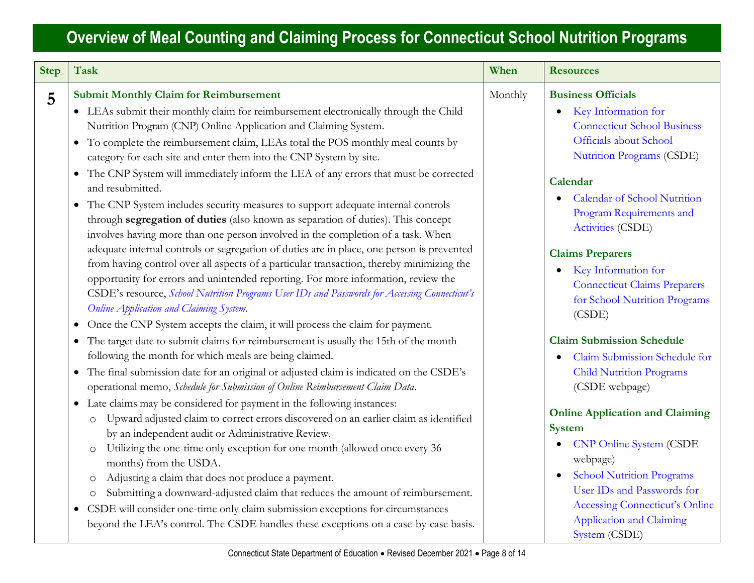# Overview of Meal Counting and Claiming Process for Connecticut School Nutrition Programs

| Step | Task | When | Resources |
|---|---|---|---|
| 5 | **Submit Monthly Claim for Reimbursement**<br>• LEAs submit their monthly claim for reimbursement electronically through the Child Nutrition Program (CNP) Online Application and Claiming System.<br>• To complete the reimbursement claim, LEAs total the POS monthly meal counts by category for each site and enter them into the CNP System by site.<br>• The CNP System will immediately inform the LEA of any errors that must be corrected and resubmitted.<br>• The CNP System includes security measures to support adequate internal controls through **segregation of duties** (also known as separation of duties). This concept involves having more than one person involved in the completion of a task. When adequate internal controls or segregation of duties are in place, one person is prevented from having control over all aspects of a particular transaction, thereby minimizing the opportunity for errors and unintended reporting. For more information, review the CSDE's resource, *School Nutrition Programs User IDs and Passwords for Accessing Connecticut's Online Application and Claiming System*.<br>• Once the CNP System accepts the claim, it will process the claim for payment.<br>• The target date to submit claims for reimbursement is usually the 15th of the month following the month for which meals are being claimed.<br>• The final submission date for an original or adjusted claim is indicated on the CSDE's operational memo, *Schedule for Submission of Online Reimbursement Claim Data*.<br>• Late claims may be considered for payment in the following instances:<br>  o Upward adjusted claim to correct errors discovered on an earlier claim as identified by an independent audit or Administrative Review.<br>  o Utilizing the one-time only exception for one month (allowed once every 36 months) from the USDA.<br>  o Adjusting a claim that does not produce a payment.<br>  o Submitting a downward-adjusted claim that reduces the amount of reimbursement.<br>• CSDE will consider one-time only claim submission exceptions for circumstances beyond the LEA's control. The CSDE handles these exceptions on a case-by-case basis. | Monthly | **Business Officials**<br>• Key Information for Connecticut School Business Officials about School Nutrition Programs (CSDE)<br><br>**Calendar**<br>• Calendar of School Nutrition Program Requirements and Activities (CSDE)<br><br>**Claims Preparers**<br>• Key Information for Connecticut Claims Preparers for School Nutrition Programs (CSDE)<br><br>**Claim Submission Schedule**<br>• Claim Submission Schedule for Child Nutrition Programs (CSDE webpage)<br><br>**Online Application and Claiming System**<br>• CNP Online System (CSDE webpage)<br>• School Nutrition Programs User IDs and Passwords for Accessing Connecticut's Online Application and Claiming System (CSDE) |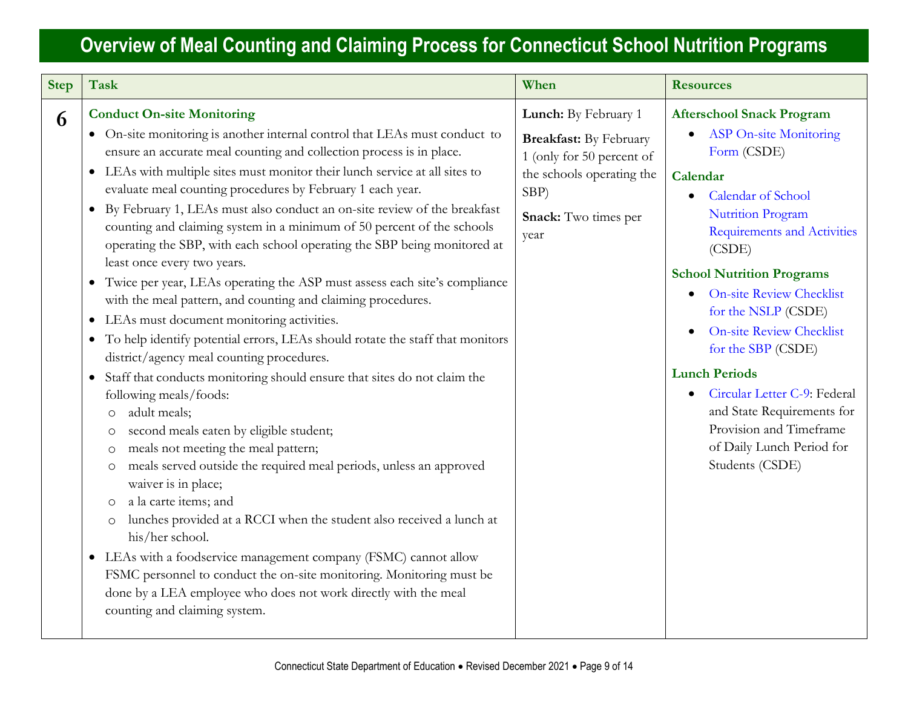# Overview of Meal Counting and Claiming Process for Connecticut School Nutrition Programs

| Step | Task | When | Resources |
|---|---|---|---|
| 6 | **Conduct On-site Monitoring**<br>• On-site monitoring is another internal control that LEAs must conduct to ensure an accurate meal counting and collection process is in place.<br>• LEAs with multiple sites must monitor their lunch service at all sites to evaluate meal counting procedures by February 1 each year.<br>• By February 1, LEAs must also conduct an on-site review of the breakfast counting and claiming system in a minimum of 50 percent of the schools operating the SBP, with each school operating the SBP being monitored at least once every two years.<br>• Twice per year, LEAs operating the ASP must assess each site's compliance with the meal pattern, and counting and claiming procedures.<br>• LEAs must document monitoring activities.<br>• To help identify potential errors, LEAs should rotate the staff that monitors district/agency meal counting procedures.<br>• Staff that conducts monitoring should ensure that sites do not claim the following meals/foods:<br>  ○ adult meals;<br>  ○ second meals eaten by eligible student;<br>  ○ meals not meeting the meal pattern;<br>  ○ meals served outside the required meal periods, unless an approved waiver is in place;<br>  ○ a la carte items; and<br>  ○ lunches provided at a RCCI when the student also received a lunch at his/her school.<br>• LEAs with a foodservice management company (FSMC) cannot allow FSMC personnel to conduct the on-site monitoring. Monitoring must be done by a LEA employee who does not work directly with the meal counting and claiming system. | **Lunch:** By February 1<br><br>**Breakfast:** By February 1 (only for 50 percent of the schools operating the SBP)<br><br>**Snack:** Two times per year | **Afterschool Snack Program**<br>• ASP On-site Monitoring Form (CSDE)<br><br>**Calendar**<br>• Calendar of School Nutrition Program Requirements and Activities (CSDE)<br><br>**School Nutrition Programs**<br>• On-site Review Checklist for the NSLP (CSDE)<br>• On-site Review Checklist for the SBP (CSDE)<br><br>**Lunch Periods**<br>• Circular Letter C-9: Federal and State Requirements for Provision and Timeframe of Daily Lunch Period for Students (CSDE) |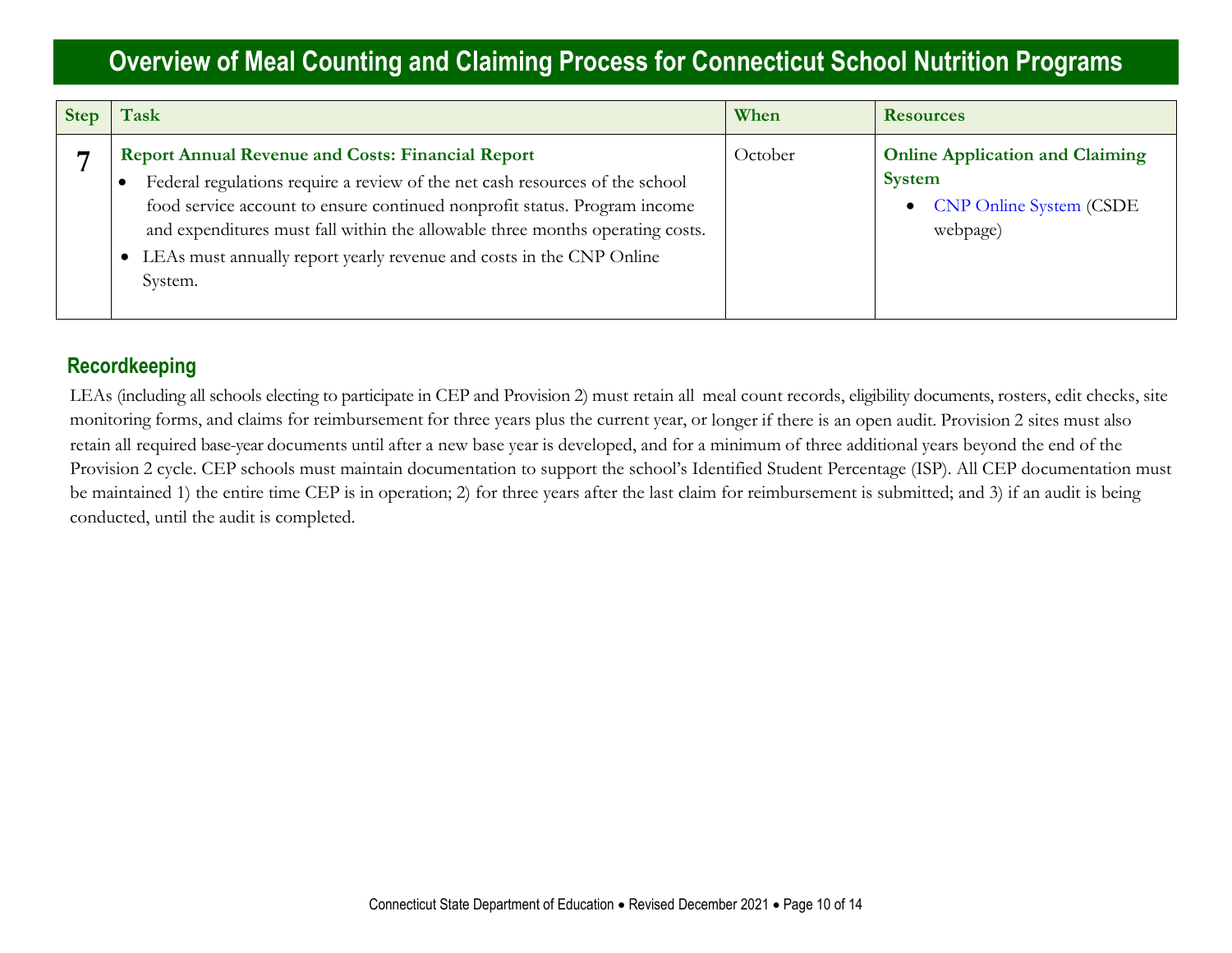# Overview of Meal Counting and Claiming Process for Connecticut School Nutrition Programs

| Step | Task | When | Resources |
|---|---|---|---|
| 7 | **Report Annual Revenue and Costs: Financial Report**<br>• Federal regulations require a review of the net cash resources of the school food service account to ensure continued nonprofit status. Program income and expenditures must fall within the allowable three months operating costs.<br>• LEAs must annually report yearly revenue and costs in the CNP Online System. | October | **Online Application and Claiming System**<br>• CNP Online System (CSDE webpage) |

## Recordkeeping

LEAs (including all schools electing to participate in CEP and Provision 2) must retain all meal count records, eligibility documents, rosters, edit checks, site monitoring forms, and claims for reimbursement for three years plus the current year, or longer if there is an open audit. Provision 2 sites must also retain all required base-year documents until after a new base year is developed, and for a minimum of three additional years beyond the end of the Provision 2 cycle. CEP schools must maintain documentation to support the school's Identified Student Percentage (ISP). All CEP documentation must be maintained 1) the entire time CEP is in operation; 2) for three years after the last claim for reimbursement is submitted; and 3) if an audit is being conducted, until the audit is completed.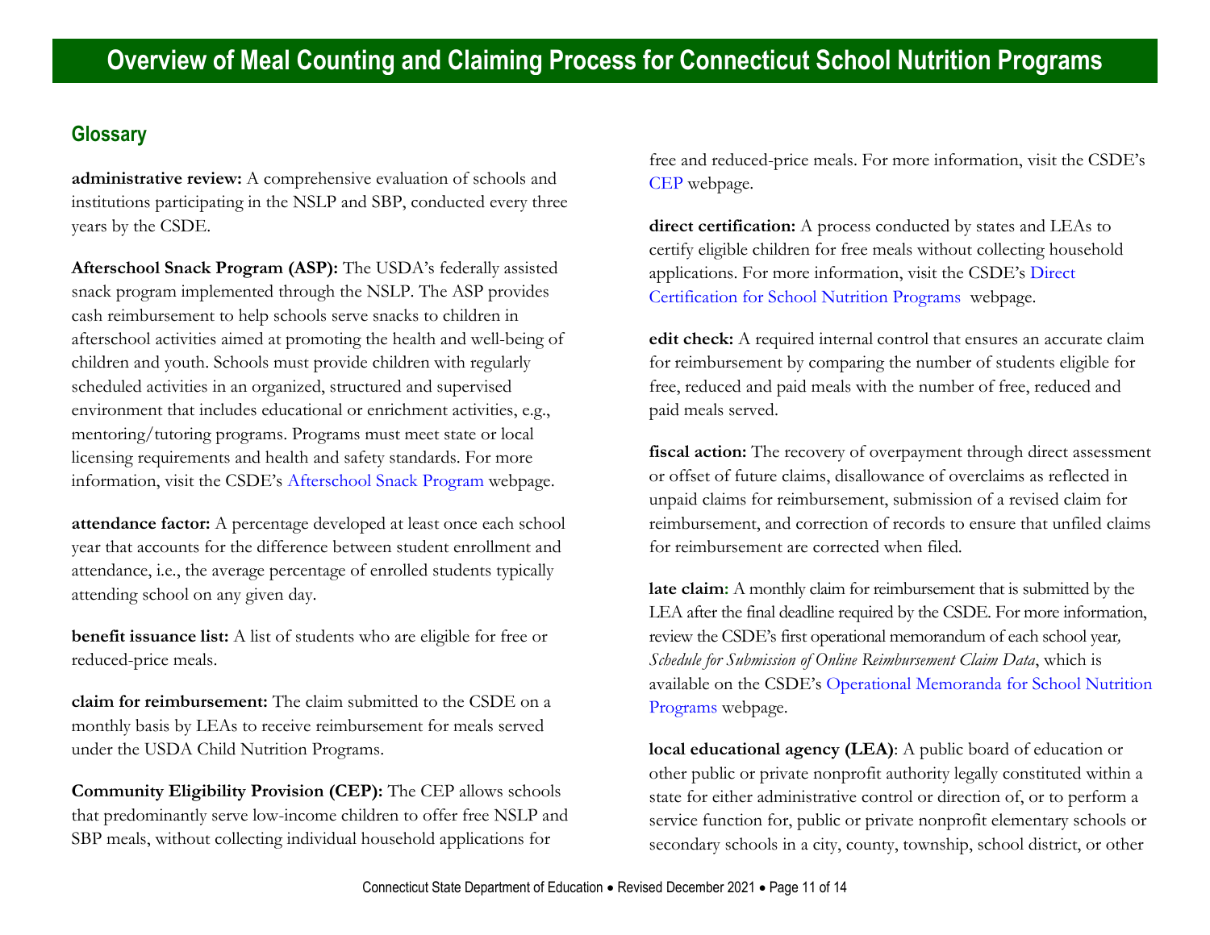# Overview of Meal Counting and Claiming Process for Connecticut School Nutrition Programs

## Glossary

**administrative review:** A comprehensive evaluation of schools and institutions participating in the NSLP and SBP, conducted every three years by the CSDE.

**Afterschool Snack Program (ASP):** The USDA's federally assisted snack program implemented through the NSLP. The ASP provides cash reimbursement to help schools serve snacks to children in afterschool activities aimed at promoting the health and well-being of children and youth. Schools must provide children with regularly scheduled activities in an organized, structured and supervised environment that includes educational or enrichment activities, e.g., mentoring/tutoring programs. Programs must meet state or local licensing requirements and health and safety standards. For more information, visit the CSDE's Afterschool Snack Program webpage.

**attendance factor:** A percentage developed at least once each school year that accounts for the difference between student enrollment and attendance, i.e., the average percentage of enrolled students typically attending school on any given day.

**benefit issuance list:** A list of students who are eligible for free or reduced-price meals.

**claim for reimbursement:** The claim submitted to the CSDE on a monthly basis by LEAs to receive reimbursement for meals served under the USDA Child Nutrition Programs.

**Community Eligibility Provision (CEP):** The CEP allows schools that predominantly serve low-income children to offer free NSLP and SBP meals, without collecting individual household applications for free and reduced-price meals. For more information, visit the CSDE's CEP webpage.

**direct certification:** A process conducted by states and LEAs to certify eligible children for free meals without collecting household applications. For more information, visit the CSDE's Direct Certification for School Nutrition Programs webpage.

**edit check:** A required internal control that ensures an accurate claim for reimbursement by comparing the number of students eligible for free, reduced and paid meals with the number of free, reduced and paid meals served.

**fiscal action:** The recovery of overpayment through direct assessment or offset of future claims, disallowance of overclaims as reflected in unpaid claims for reimbursement, submission of a revised claim for reimbursement, and correction of records to ensure that unfiled claims for reimbursement are corrected when filed.

**late claim:** A monthly claim for reimbursement that is submitted by the LEA after the final deadline required by the CSDE. For more information, review the CSDE's first operational memorandum of each school year, *Schedule for Submission of Online Reimbursement Claim Data*, which is available on the CSDE's Operational Memoranda for School Nutrition Programs webpage.

**local educational agency (LEA)**: A public board of education or other public or private nonprofit authority legally constituted within a state for either administrative control or direction of, or to perform a service function for, public or private nonprofit elementary schools or secondary schools in a city, county, township, school district, or other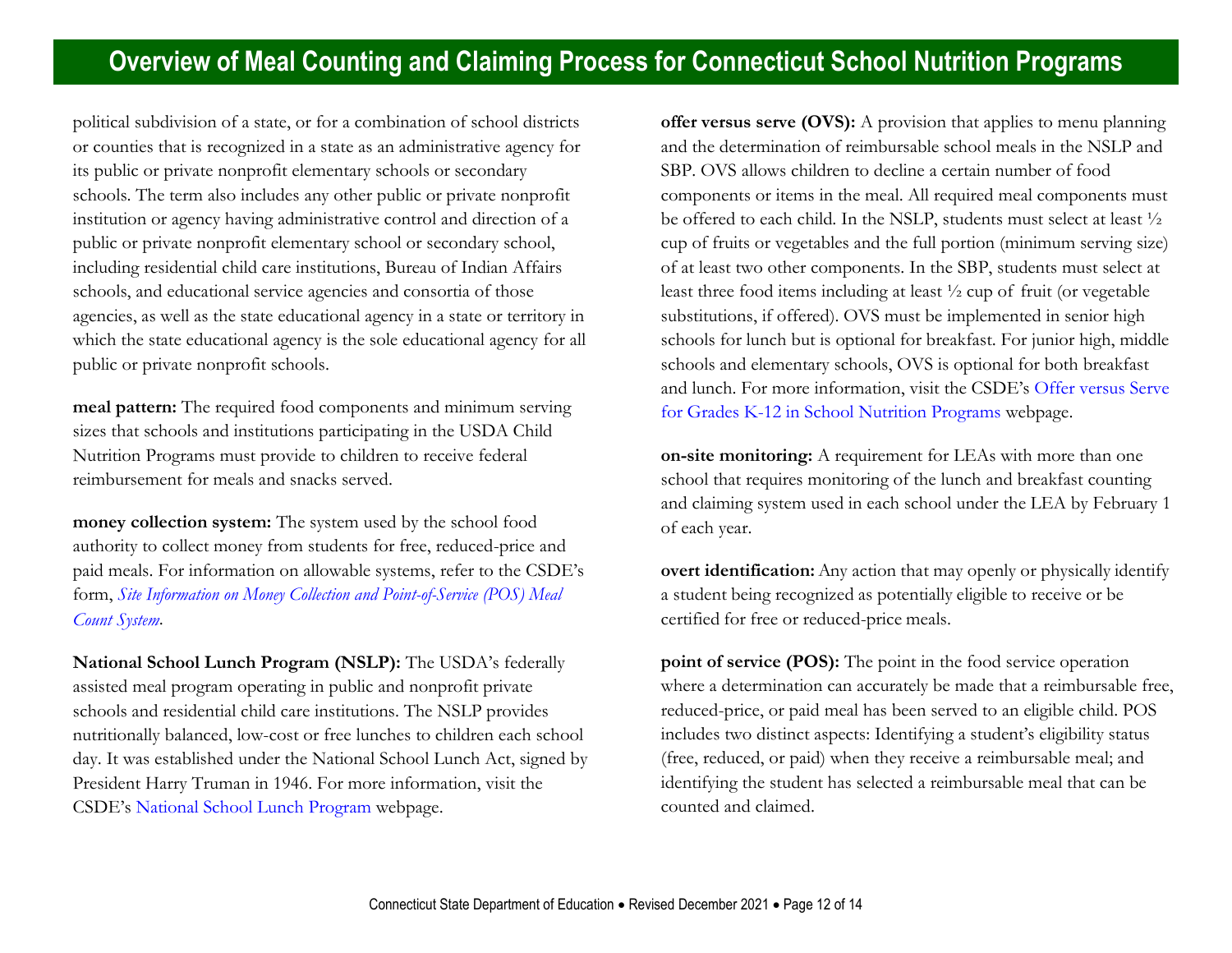political subdivision of a state, or for a combination of school districts or counties that is recognized in a state as an administrative agency for its public or private nonprofit elementary schools or secondary schools. The term also includes any other public or private nonprofit institution or agency having administrative control and direction of a public or private nonprofit elementary school or secondary school, including residential child care institutions, Bureau of Indian Affairs schools, and educational service agencies and consortia of those agencies, as well as the state educational agency in a state or territory in which the state educational agency is the sole educational agency for all public or private nonprofit schools.

**meal pattern:** The required food components and minimum serving sizes that schools and institutions participating in the USDA Child Nutrition Programs must provide to children to receive federal reimbursement for meals and snacks served.

**money collection system:** The system used by the school food authority to collect money from students for free, reduced-price and paid meals. For information on allowable systems, refer to the CSDE's form, *Site Information on Money Collection and Point-of-Service (POS) Meal Count System*.

**National School Lunch Program (NSLP):** The USDA's federally assisted meal program operating in public and nonprofit private schools and residential child care institutions. The NSLP provides nutritionally balanced, low-cost or free lunches to children each school day. It was established under the National School Lunch Act, signed by President Harry Truman in 1946. For more information, visit the CSDE's National School Lunch Program webpage.

**offer versus serve (OVS):** A provision that applies to menu planning and the determination of reimbursable school meals in the NSLP and SBP. OVS allows children to decline a certain number of food components or items in the meal. All required meal components must be offered to each child. In the NSLP, students must select at least ½ cup of fruits or vegetables and the full portion (minimum serving size) of at least two other components. In the SBP, students must select at least three food items including at least ½ cup of fruit (or vegetable substitutions, if offered). OVS must be implemented in senior high schools for lunch but is optional for breakfast. For junior high, middle schools and elementary schools, OVS is optional for both breakfast and lunch. For more information, visit the CSDE's Offer versus Serve for Grades K-12 in School Nutrition Programs webpage.

**on-site monitoring:** A requirement for LEAs with more than one school that requires monitoring of the lunch and breakfast counting and claiming system used in each school under the LEA by February 1 of each year.

**overt identification:** Any action that may openly or physically identify a student being recognized as potentially eligible to receive or be certified for free or reduced-price meals.

**point of service (POS):** The point in the food service operation where a determination can accurately be made that a reimbursable free, reduced-price, or paid meal has been served to an eligible child. POS includes two distinct aspects: Identifying a student's eligibility status (free, reduced, or paid) when they receive a reimbursable meal; and identifying the student has selected a reimbursable meal that can be counted and claimed.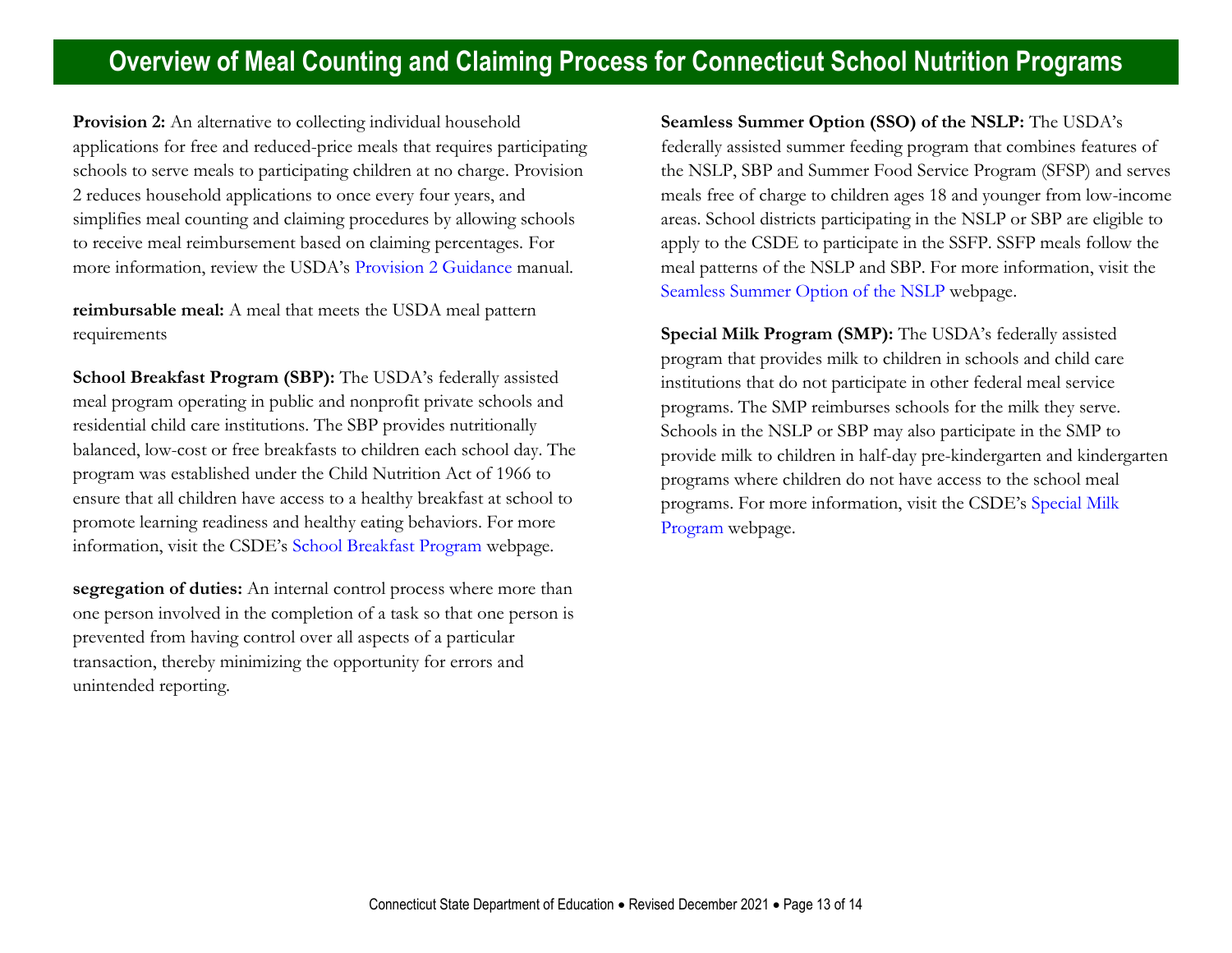# Overview of Meal Counting and Claiming Process for Connecticut School Nutrition Programs

**Provision 2:** An alternative to collecting individual household applications for free and reduced-price meals that requires participating schools to serve meals to participating children at no charge. Provision 2 reduces household applications to once every four years, and simplifies meal counting and claiming procedures by allowing schools to receive meal reimbursement based on claiming percentages. For more information, review the USDA's Provision 2 Guidance manual.

**reimbursable meal:** A meal that meets the USDA meal pattern requirements

**School Breakfast Program (SBP):** The USDA's federally assisted meal program operating in public and nonprofit private schools and residential child care institutions. The SBP provides nutritionally balanced, low-cost or free breakfasts to children each school day. The program was established under the Child Nutrition Act of 1966 to ensure that all children have access to a healthy breakfast at school to promote learning readiness and healthy eating behaviors. For more information, visit the CSDE's School Breakfast Program webpage.

**segregation of duties:** An internal control process where more than one person involved in the completion of a task so that one person is prevented from having control over all aspects of a particular transaction, thereby minimizing the opportunity for errors and unintended reporting.

**Seamless Summer Option (SSO) of the NSLP:** The USDA's federally assisted summer feeding program that combines features of the NSLP, SBP and Summer Food Service Program (SFSP) and serves meals free of charge to children ages 18 and younger from low-income areas. School districts participating in the NSLP or SBP are eligible to apply to the CSDE to participate in the SSFP. SSFP meals follow the meal patterns of the NSLP and SBP. For more information, visit the Seamless Summer Option of the NSLP webpage.

**Special Milk Program (SMP):** The USDA's federally assisted program that provides milk to children in schools and child care institutions that do not participate in other federal meal service programs. The SMP reimburses schools for the milk they serve. Schools in the NSLP or SBP may also participate in the SMP to provide milk to children in half-day pre-kindergarten and kindergarten programs where children do not have access to the school meal programs. For more information, visit the CSDE's Special Milk Program webpage.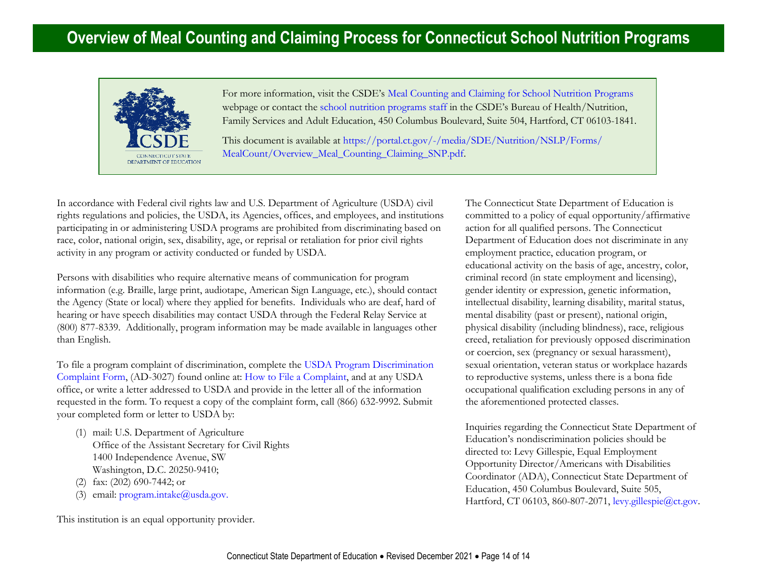# Overview of Meal Counting and Claiming Process for Connecticut School Nutrition Programs

For more information, visit the CSDE's Meal Counting and Claiming for School Nutrition Programs webpage or contact the school nutrition programs staff in the CSDE's Bureau of Health/Nutrition, Family Services and Adult Education, 450 Columbus Boulevard, Suite 504, Hartford, CT 06103-1841.

This document is available at https://portal.ct.gov/-/media/SDE/Nutrition/NSLP/Forms/MealCount/Overview_Meal_Counting_Claiming_SNP.pdf.

In accordance with Federal civil rights law and U.S. Department of Agriculture (USDA) civil rights regulations and policies, the USDA, its Agencies, offices, and employees, and institutions participating in or administering USDA programs are prohibited from discriminating based on race, color, national origin, sex, disability, age, or reprisal or retaliation for prior civil rights activity in any program or activity conducted or funded by USDA.

Persons with disabilities who require alternative means of communication for program information (e.g. Braille, large print, audiotape, American Sign Language, etc.), should contact the Agency (State or local) where they applied for benefits. Individuals who are deaf, hard of hearing or have speech disabilities may contact USDA through the Federal Relay Service at (800) 877-8339. Additionally, program information may be made available in languages other than English.

To file a program complaint of discrimination, complete the USDA Program Discrimination Complaint Form, (AD-3027) found online at: How to File a Complaint, and at any USDA office, or write a letter addressed to USDA and provide in the letter all of the information requested in the form. To request a copy of the complaint form, call (866) 632-9992. Submit your completed form or letter to USDA by:

(1) mail: U.S. Department of Agriculture
Office of the Assistant Secretary for Civil Rights
1400 Independence Avenue, SW
Washington, D.C. 20250-9410;

(2) fax: (202) 690-7442; or

(3) email: program.intake@usda.gov.

This institution is an equal opportunity provider.

The Connecticut State Department of Education is committed to a policy of equal opportunity/affirmative action for all qualified persons. The Connecticut Department of Education does not discriminate in any employment practice, education program, or educational activity on the basis of age, ancestry, color, criminal record (in state employment and licensing), gender identity or expression, genetic information, intellectual disability, learning disability, marital status, mental disability (past or present), national origin, physical disability (including blindness), race, religious creed, retaliation for previously opposed discrimination or coercion, sex (pregnancy or sexual harassment), sexual orientation, veteran status or workplace hazards to reproductive systems, unless there is a bona fide occupational qualification excluding persons in any of the aforementioned protected classes.

Inquiries regarding the Connecticut State Department of Education's nondiscrimination policies should be directed to: Levy Gillespie, Equal Employment Opportunity Director/Americans with Disabilities Coordinator (ADA), Connecticut State Department of Education, 450 Columbus Boulevard, Suite 505, Hartford, CT 06103, 860-807-2071, levy.gillespie@ct.gov.